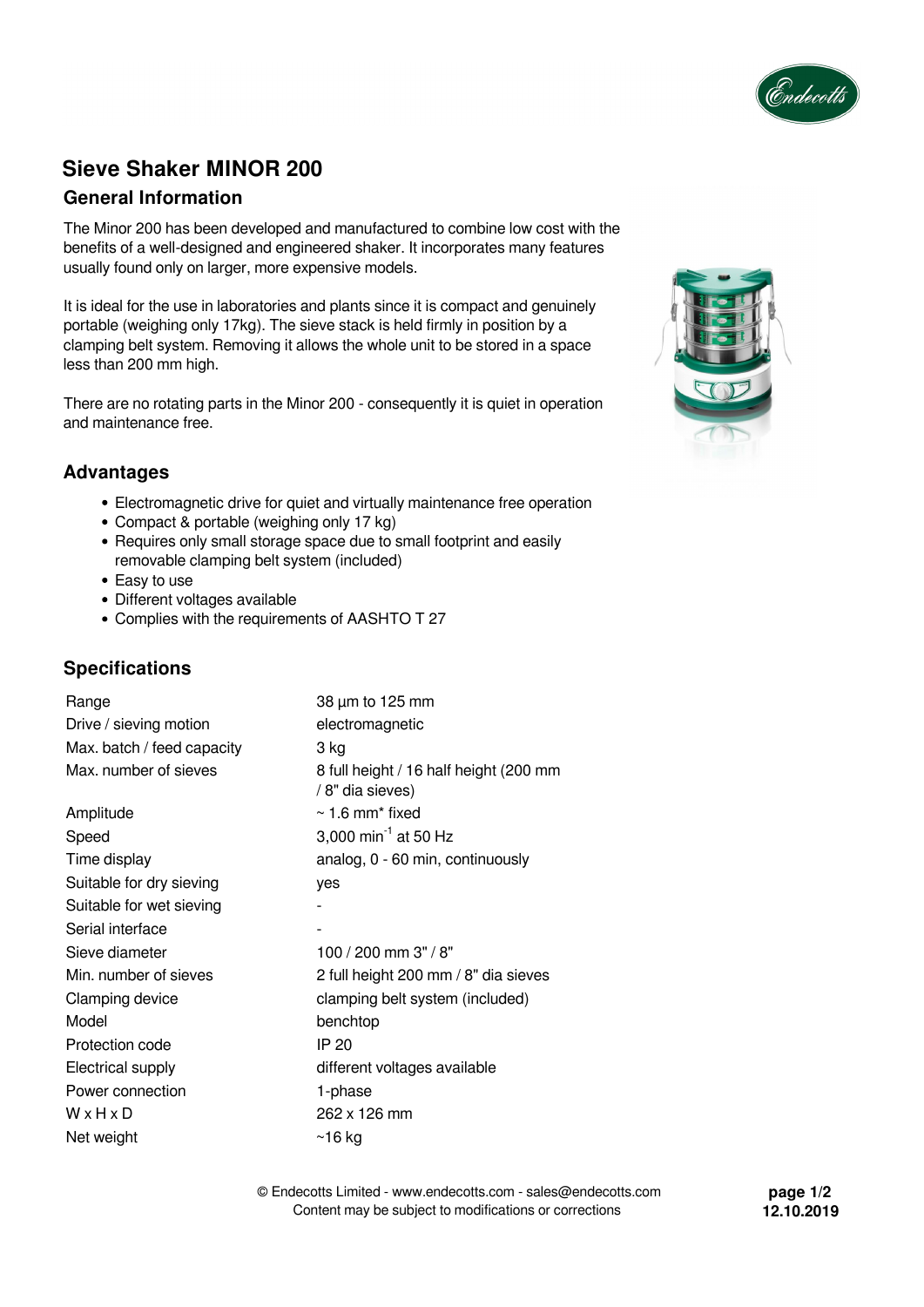# Sieve Shaker MINOR 200

## General Information

The Minor 200 has been developed and manufactured to combine low cost with the benefits of a well-designed and engineered shaker. It incorporates many features usually found only on larger, more expensive models.

It is ideal for the use in laboratories and plants since it is compact and genuinely portable (weighing only 17kg). The sieve stack is held firmly in position by a clamping belt system. Removing it allows the whole unit to be stored in a space less than 200 mm high.

There are no rotating parts in the Minor 200 - consequently it is quiet in operation and maintenance free.

## Advantages

- Electromagnetic drive for quiet and virtually maintenance free operation
- Compact & portable (weighing only 17 kg)
- Requires only small storage space due to small footprint and easily removable clamping belt system (included)
- Easy to use
- Different voltages available
- Complies with the requirements of AASHTO T 27

## Specifications

| | |
|---|---|
| Range | 38 µm to 125 mm |
| Drive / sieving motion | electromagnetic |
| Max. batch / feed capacity | 3 kg |
| Max. number of sieves | 8 full height / 16 half height (200 mm / 8" dia sieves) |
| Amplitude | ~ 1.6 mm* fixed |
| Speed | 3,000 $min^{-1}$ at 50 Hz |
| Time display | analog, 0 - 60 min, continuously |
| Suitable for dry sieving | yes |
| Suitable for wet sieving | - |
| Serial interface | - |
| Sieve diameter | 100 / 200 mm 3" / 8" |
| Min. number of sieves | 2 full height 200 mm / 8" dia sieves |
| Clamping device | clamping belt system (included) |
| Model | benchtop |
| Protection code | IP 20 |
| Electrical supply | different voltages available |
| Power connection | 1-phase |
| W x H x D | 262 x 126 mm |
| Net weight | ~16 kg |

© Endecotts Limited - www.endecotts.com - sales@endecotts.com
Content may be subject to modifications or corrections

12.10.2019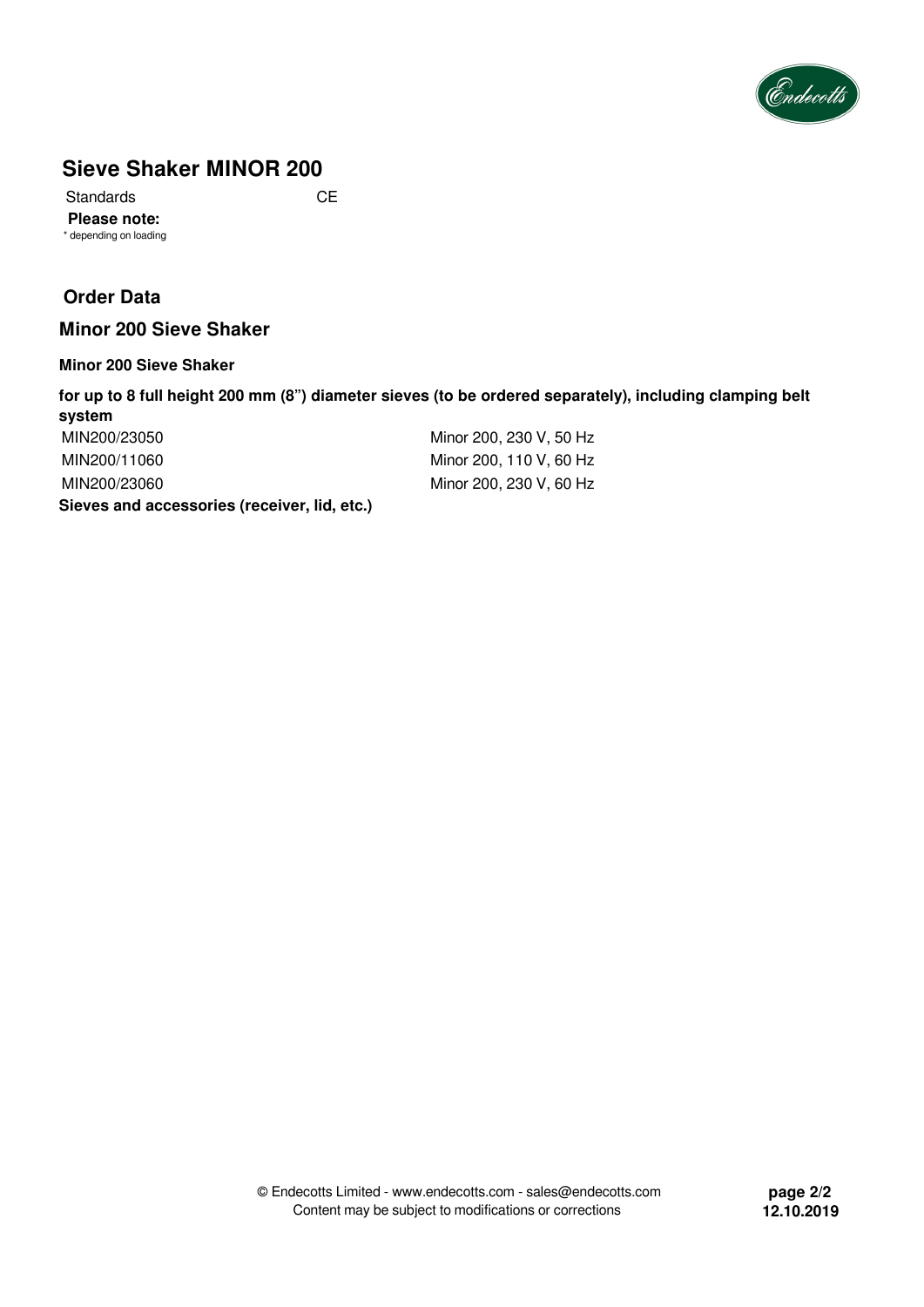## Sieve Shaker MINOR 200

| | |
|---|---|
| Standards | CE |

**Please note:**

\* depending on loading

## Order Data

### Minor 200 Sieve Shaker

**Minor 200 Sieve Shaker**

**for up to 8 full height 200 mm (8") diameter sieves (to be ordered separately), including clamping belt system**

| | |
|---|---|
| MIN200/23050 | Minor 200, 230 V, 50 Hz |
| MIN200/11060 | Minor 200, 110 V, 60 Hz |
| MIN200/23060 | Minor 200, 230 V, 60 Hz |

**Sieves and accessories (receiver, lid, etc.)**

© Endecotts Limited - www.endecotts.com - sales@endecotts.com
Content may be subject to modifications or corrections

12.10.2019